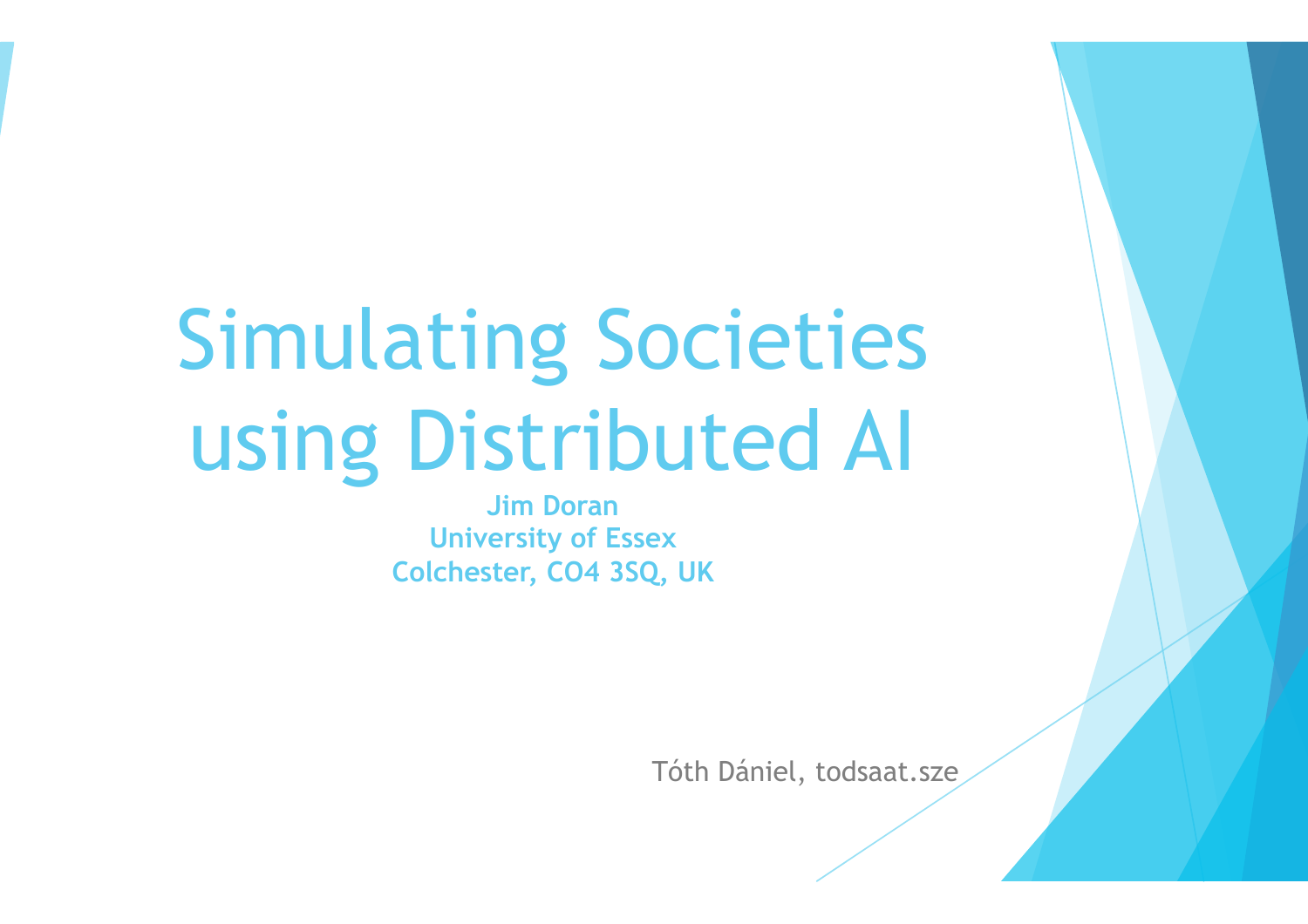# Simulating Societies using Distributed AI

**Jim Doran**
**University of Essex**
**Colchester, CO4 3SQ, UK**

Tóth Dániel, todsaat.sze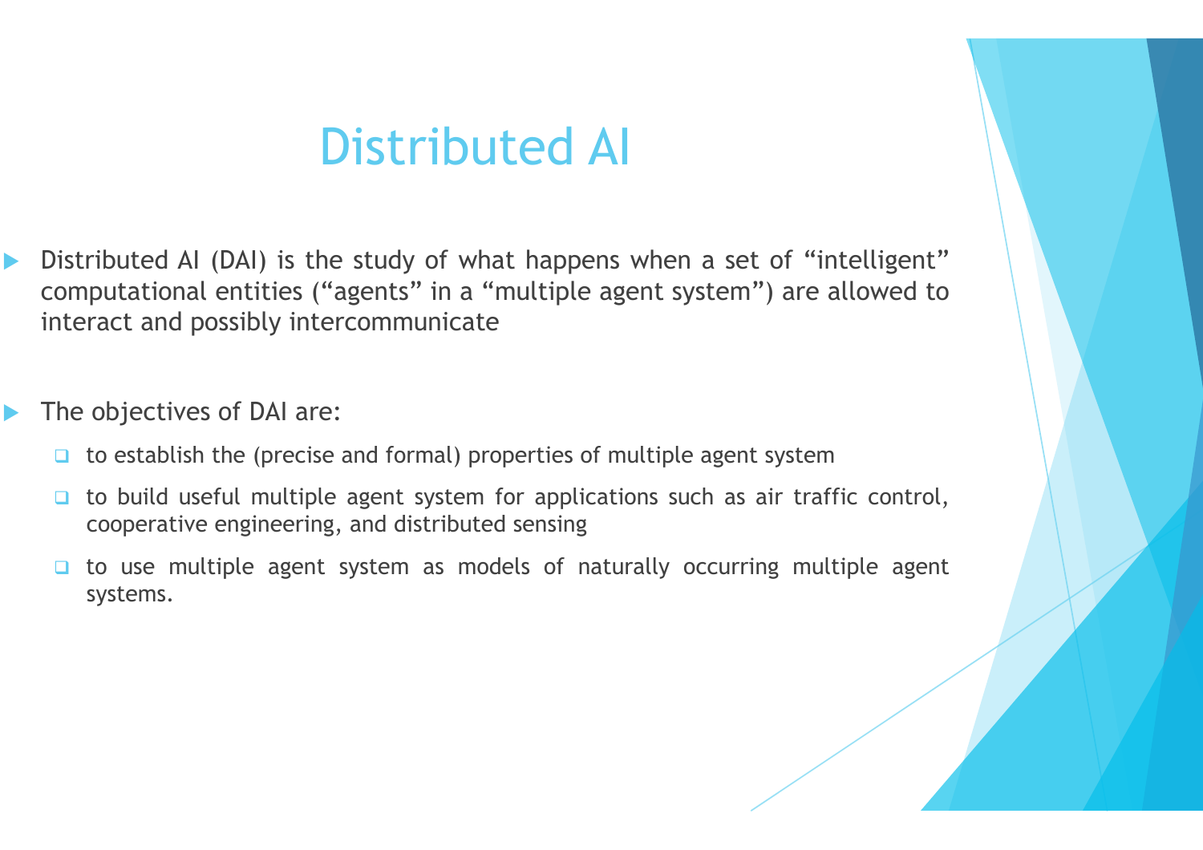# Distributed AI

- Distributed AI (DAI) is the study of what happens when a set of “intelligent” computational entities (“agents” in a “multiple agent system”) are allowed to interact and possibly intercommunicate

- The objectives of DAI are:
  - to establish the (precise and formal) properties of multiple agent system
  - to build useful multiple agent system for applications such as air traffic control, cooperative engineering, and distributed sensing
  - to use multiple agent system as models of naturally occurring multiple agent systems.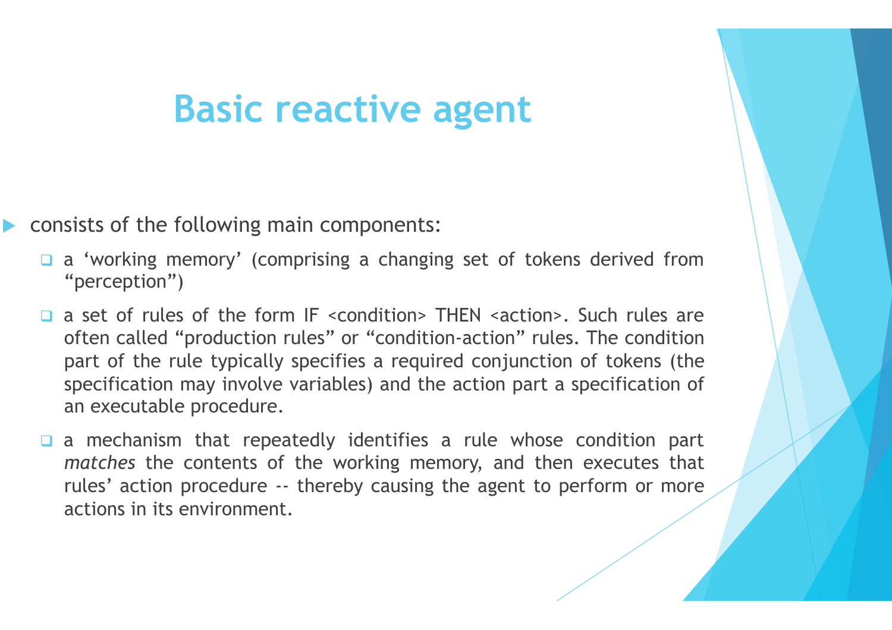# Basic reactive agent

- consists of the following main components:
  - a ‘working memory’ (comprising a changing set of tokens derived from “perception”)
  - a set of rules of the form IF <condition> THEN <action>. Such rules are often called “production rules” or “condition-action” rules. The condition part of the rule typically specifies a required conjunction of tokens (the specification may involve variables) and the action part a specification of an executable procedure.
  - a mechanism that repeatedly identifies a rule whose condition part *matches* the contents of the working memory, and then executes that rules’ action procedure -- thereby causing the agent to perform or more actions in its environment.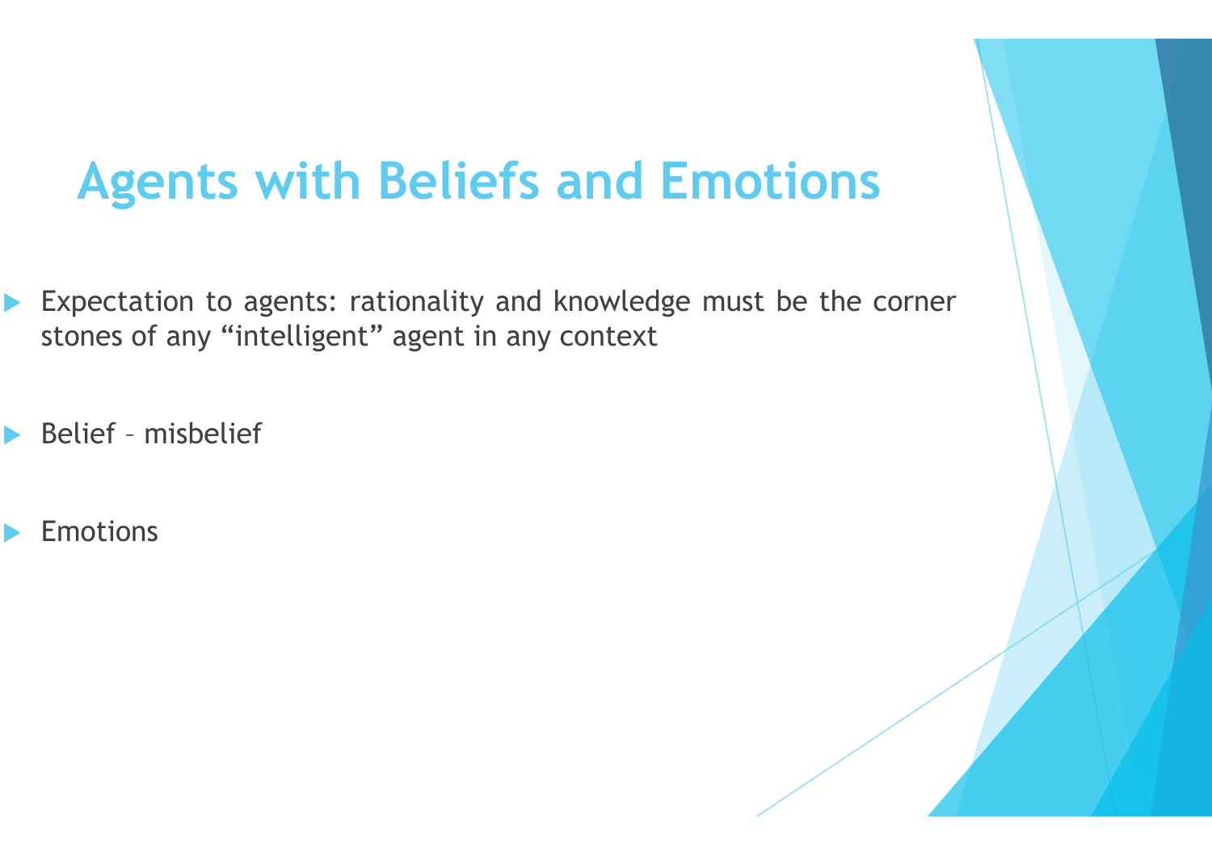# Agents with Beliefs and Emotions

- Expectation to agents: rationality and knowledge must be the corner stones of any “intelligent” agent in any context

- Belief – misbelief

- Emotions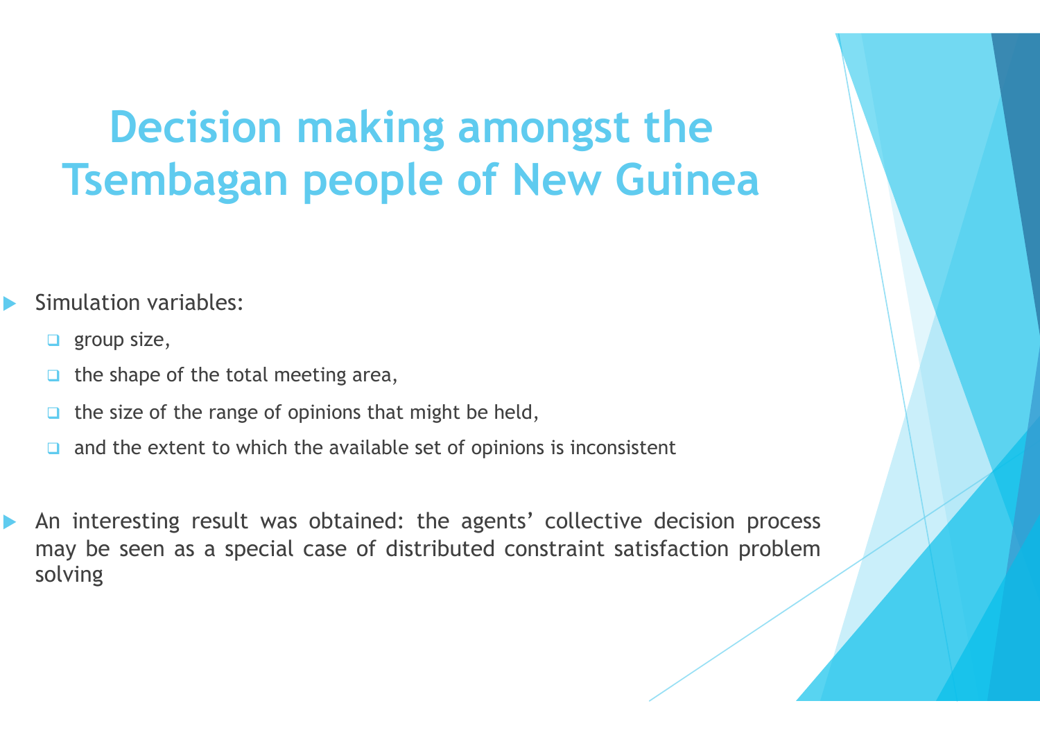# Decision making amongst the Tsembagan people of New Guinea

- Simulation variables:
  - group size,
  - the shape of the total meeting area,
  - the size of the range of opinions that might be held,
  - and the extent to which the available set of opinions is inconsistent

- An interesting result was obtained: the agents' collective decision process may be seen as a special case of distributed constraint satisfaction problem solving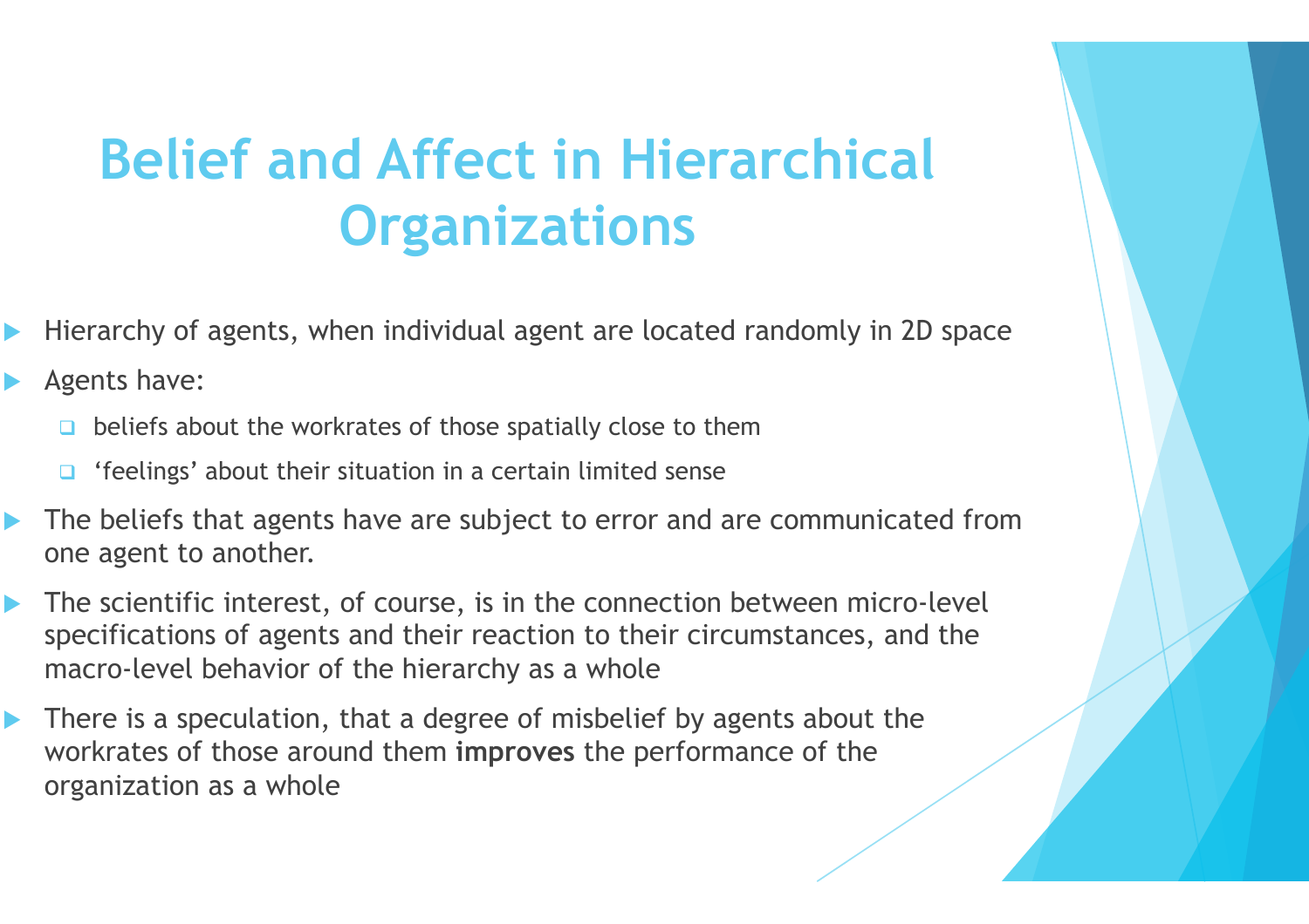# Belief and Affect in Hierarchical Organizations

- Hierarchy of agents, when individual agent are located randomly in 2D space
- Agents have:
  - beliefs about the workrates of those spatially close to them
  - ‘feelings’ about their situation in a certain limited sense
- The beliefs that agents have are subject to error and are communicated from one agent to another.
- The scientific interest, of course, is in the connection between micro-level specifications of agents and their reaction to their circumstances, and the macro-level behavior of the hierarchy as a whole
- There is a speculation, that a degree of misbelief by agents about the workrates of those around them **improves** the performance of the organization as a whole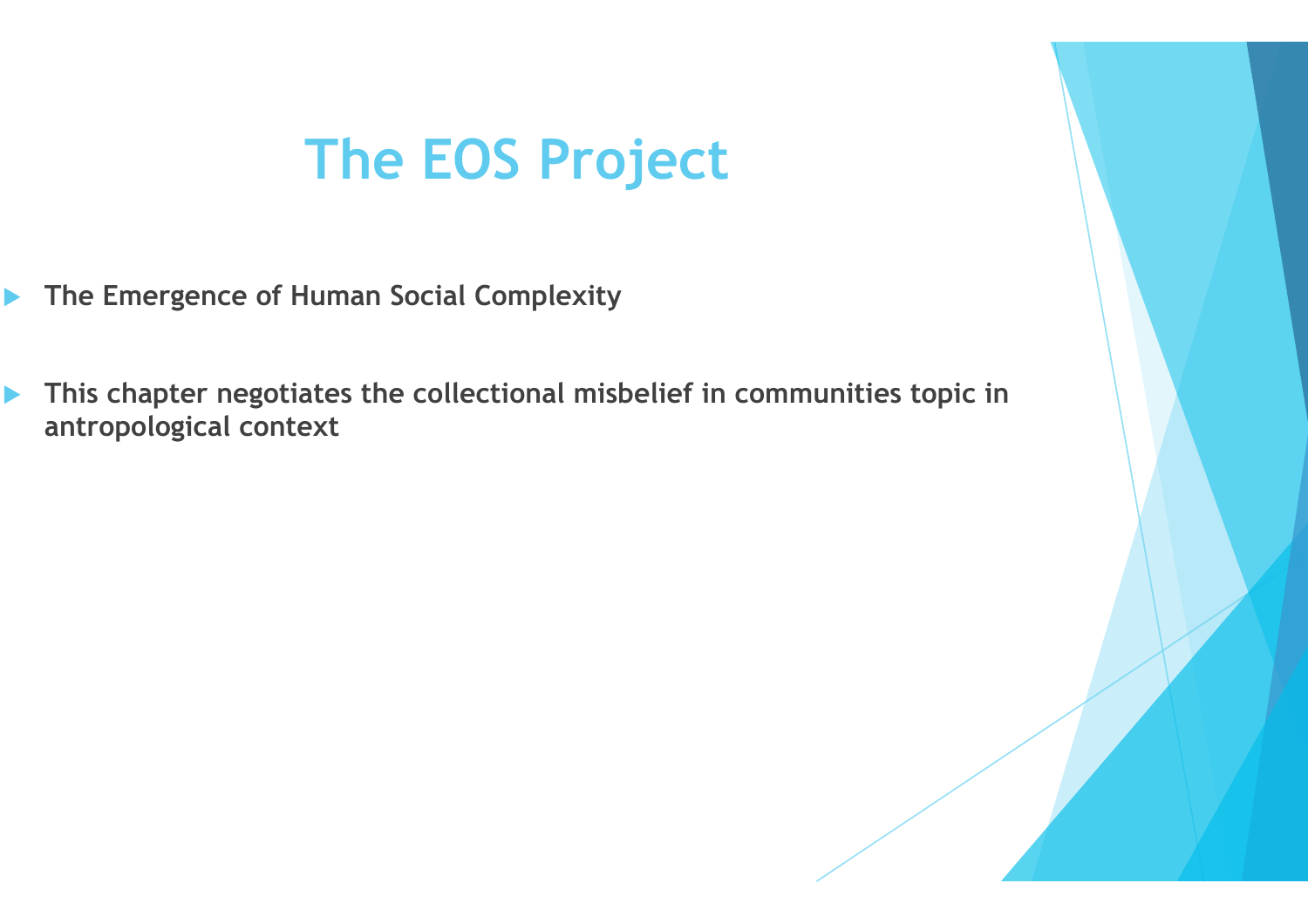# The EOS Project

- **The Emergence of Human Social Complexity**

- **This chapter negotiates the collectional misbelief in communities topic in antropological context**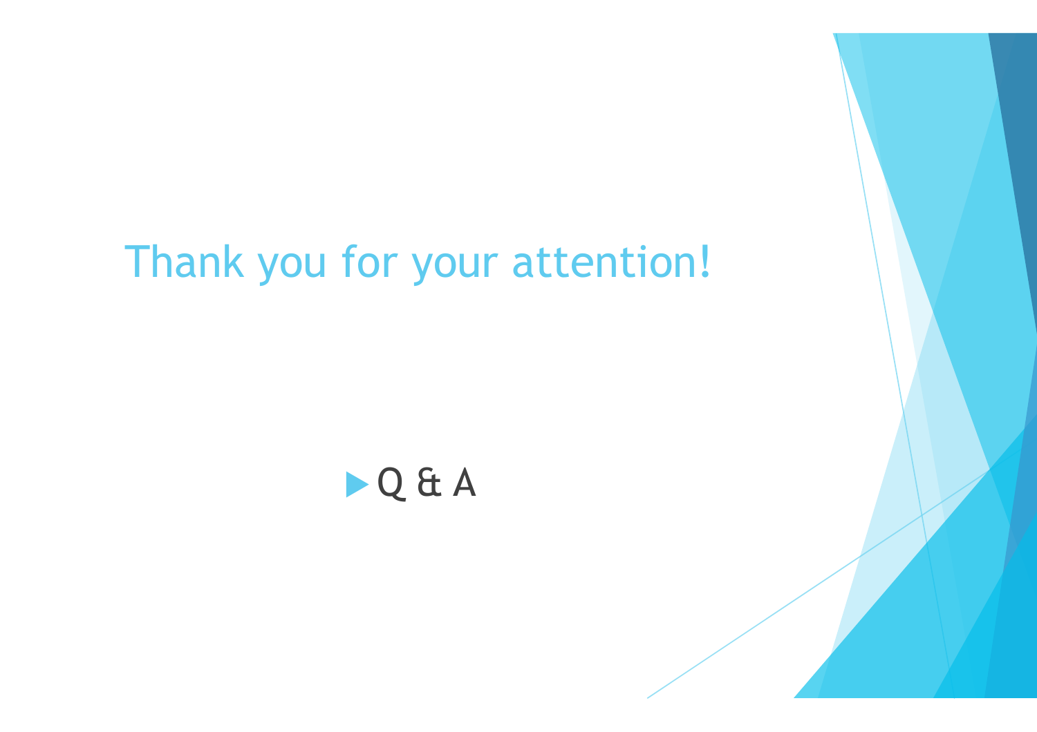# Thank you for your attention!

- Q & A